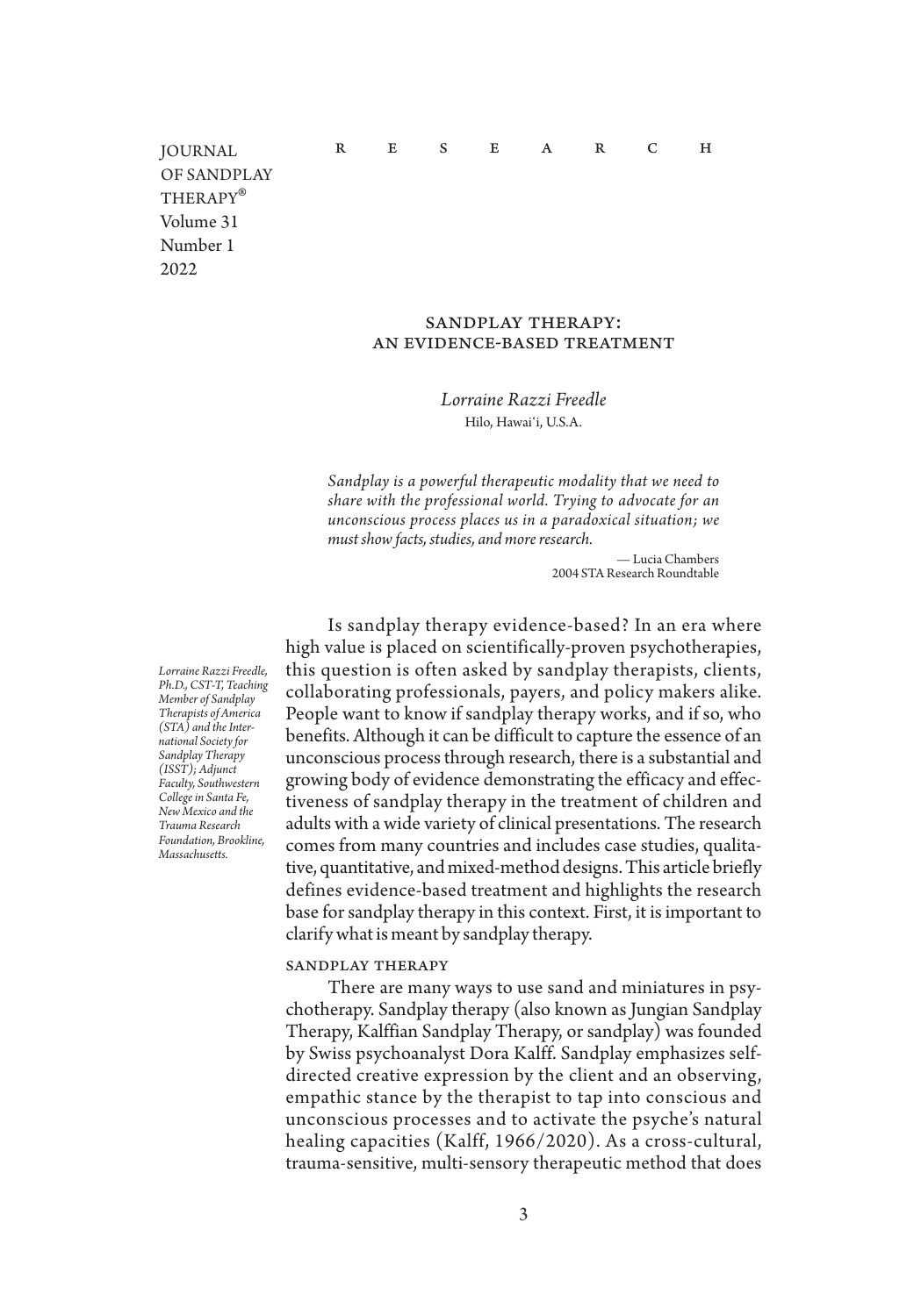RESEARCH

# SANDPLAY THERAPY: AN EVIDENCE-BASED TREATMENT

*Lorraine Razzi Freedle*
Hilo, Hawai'i, U.S.A.

> *Sandplay is a powerful therapeutic modality that we need to share with the professional world. Trying to advocate for an unconscious process places us in a paradoxical situation; we must show facts, studies, and more research.*
>
> — Lucia Chambers
> 2004 STA Research Roundtable

*Lorraine Razzi Freedle, Ph.D., CST-T, Teaching Member of Sandplay Therapists of America (STA) and the International Society for Sandplay Therapy (ISST); Adjunct Faculty, Southwestern College in Santa Fe, New Mexico and the Trauma Research Foundation, Brookline, Massachusetts.*

Is sandplay therapy evidence-based? In an era where high value is placed on scientifically-proven psychotherapies, this question is often asked by sandplay therapists, clients, collaborating professionals, payers, and policy makers alike. People want to know if sandplay therapy works, and if so, who benefits. Although it can be difficult to capture the essence of an unconscious process through research, there is a substantial and growing body of evidence demonstrating the efficacy and effectiveness of sandplay therapy in the treatment of children and adults with a wide variety of clinical presentations. The research comes from many countries and includes case studies, qualitative, quantitative, and mixed-method designs. This article briefly defines evidence-based treatment and highlights the research base for sandplay therapy in this context. First, it is important to clarify what is meant by sandplay therapy.

## SANDPLAY THERAPY

There are many ways to use sand and miniatures in psychotherapy. Sandplay therapy (also known as Jungian Sandplay Therapy, Kalffian Sandplay Therapy, or sandplay) was founded by Swiss psychoanalyst Dora Kalff. Sandplay emphasizes self-directed creative expression by the client and an observing, empathic stance by the therapist to tap into conscious and unconscious processes and to activate the psyche's natural healing capacities (Kalff, 1966/2020). As a cross-cultural, trauma-sensitive, multi-sensory therapeutic method that does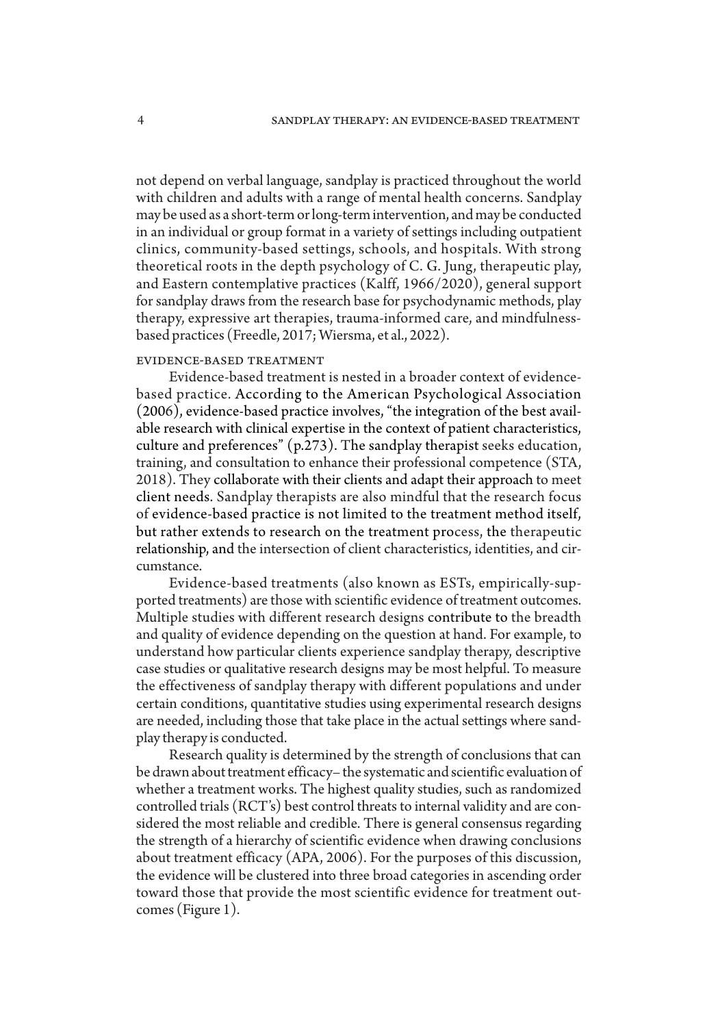not depend on verbal language, sandplay is practiced throughout the world with children and adults with a range of mental health concerns. Sandplay may be used as a short-term or long-term intervention, and may be conducted in an individual or group format in a variety of settings including outpatient clinics, community-based settings, schools, and hospitals. With strong theoretical roots in the depth psychology of C. G. Jung, therapeutic play, and Eastern contemplative practices (Kalff, 1966/2020), general support for sandplay draws from the research base for psychodynamic methods, play therapy, expressive art therapies, trauma-informed care, and mindfulness-based practices (Freedle, 2017; Wiersma, et al., 2022).

## Evidence-Based Treatment

Evidence-based treatment is nested in a broader context of evidence-based practice. According to the American Psychological Association (2006), evidence-based practice involves, "the integration of the best available research with clinical expertise in the context of patient characteristics, culture and preferences" (p.273). The sandplay therapist seeks education, training, and consultation to enhance their professional competence (STA, 2018). They collaborate with their clients and adapt their approach to meet client needs. Sandplay therapists are also mindful that the research focus of evidence-based practice is not limited to the treatment method itself, but rather extends to research on the treatment process, the therapeutic relationship, and the intersection of client characteristics, identities, and circumstance.

Evidence-based treatments (also known as ESTs, empirically-supported treatments) are those with scientific evidence of treatment outcomes. Multiple studies with different research designs contribute to the breadth and quality of evidence depending on the question at hand. For example, to understand how particular clients experience sandplay therapy, descriptive case studies or qualitative research designs may be most helpful. To measure the effectiveness of sandplay therapy with different populations and under certain conditions, quantitative studies using experimental research designs are needed, including those that take place in the actual settings where sandplay therapy is conducted.

Research quality is determined by the strength of conclusions that can be drawn about treatment efficacy– the systematic and scientific evaluation of whether a treatment works. The highest quality studies, such as randomized controlled trials (RCT's) best control threats to internal validity and are considered the most reliable and credible. There is general consensus regarding the strength of a hierarchy of scientific evidence when drawing conclusions about treatment efficacy (APA, 2006). For the purposes of this discussion, the evidence will be clustered into three broad categories in ascending order toward those that provide the most scientific evidence for treatment outcomes (Figure 1).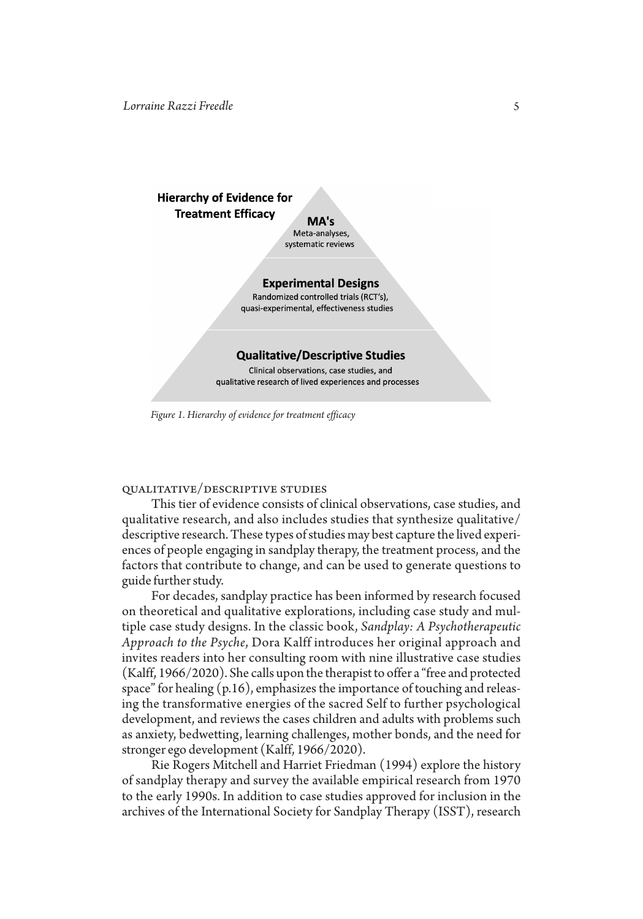**Hierarchy of Evidence for Treatment Efficacy**

**MA's**
Meta-analyses, systematic reviews

**Experimental Designs**
Randomized controlled trials (RCT's), quasi-experimental, effectiveness studies

**Qualitative/Descriptive Studies**
Clinical observations, case studies, and qualitative research of lived experiences and processes

*Figure 1. Hierarchy of evidence for treatment efficacy*

### Qualitative/Descriptive Studies

This tier of evidence consists of clinical observations, case studies, and qualitative research, and also includes studies that synthesize qualitative/descriptive research. These types of studies may best capture the lived experiences of people engaging in sandplay therapy, the treatment process, and the factors that contribute to change, and can be used to generate questions to guide further study.

For decades, sandplay practice has been informed by research focused on theoretical and qualitative explorations, including case study and multiple case study designs. In the classic book, *Sandplay: A Psychotherapeutic Approach to the Psyche*, Dora Kalff introduces her original approach and invites readers into her consulting room with nine illustrative case studies (Kalff, 1966/2020). She calls upon the therapist to offer a "free and protected space" for healing (p.16), emphasizes the importance of touching and releasing the transformative energies of the sacred Self to further psychological development, and reviews the cases children and adults with problems such as anxiety, bedwetting, learning challenges, mother bonds, and the need for stronger ego development (Kalff, 1966/2020).

Rie Rogers Mitchell and Harriet Friedman (1994) explore the history of sandplay therapy and survey the available empirical research from 1970 to the early 1990s. In addition to case studies approved for inclusion in the archives of the International Society for Sandplay Therapy (ISST), research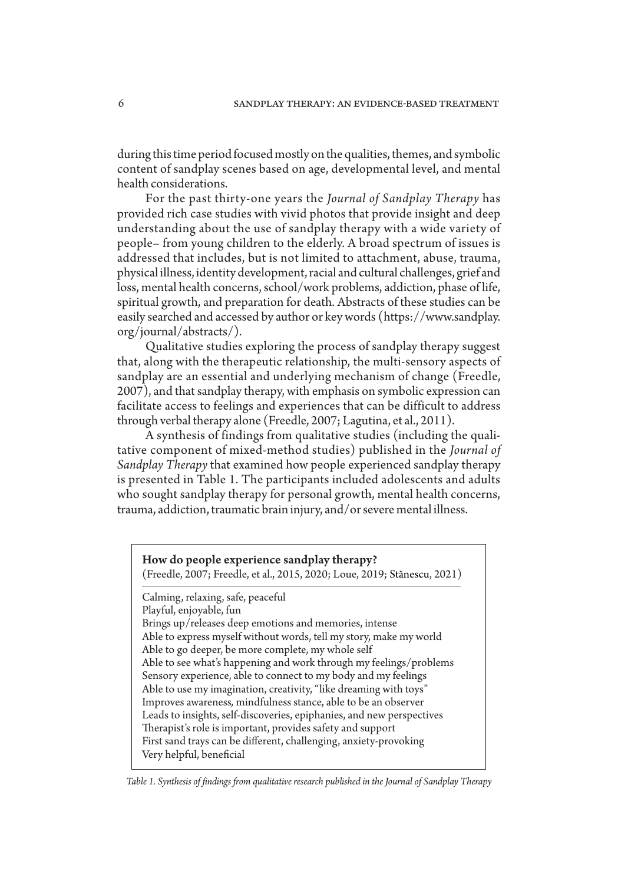during this time period focused mostly on the qualities, themes, and symbolic content of sandplay scenes based on age, developmental level, and mental health considerations.

For the past thirty-one years the *Journal of Sandplay Therapy* has provided rich case studies with vivid photos that provide insight and deep understanding about the use of sandplay therapy with a wide variety of people– from young children to the elderly. A broad spectrum of issues is addressed that includes, but is not limited to attachment, abuse, trauma, physical illness, identity development, racial and cultural challenges, grief and loss, mental health concerns, school/work problems, addiction, phase of life, spiritual growth, and preparation for death. Abstracts of these studies can be easily searched and accessed by author or key words (https://www.sandplay.org/journal/abstracts/).

Qualitative studies exploring the process of sandplay therapy suggest that, along with the therapeutic relationship, the multi-sensory aspects of sandplay are an essential and underlying mechanism of change (Freedle, 2007), and that sandplay therapy, with emphasis on symbolic expression can facilitate access to feelings and experiences that can be difficult to address through verbal therapy alone (Freedle, 2007; Lagutina, et al., 2011).

A synthesis of findings from qualitative studies (including the qualitative component of mixed-method studies) published in the *Journal of Sandplay Therapy* that examined how people experienced sandplay therapy is presented in Table 1. The participants included adolescents and adults who sought sandplay therapy for personal growth, mental health concerns, trauma, addiction, traumatic brain injury, and/or severe mental illness.

| **How do people experience sandplay therapy?** (Freedle, 2007; Freedle, et al., 2015, 2020; Loue, 2019; Stănescu, 2021) |
|---|
| Calming, relaxing, safe, peaceful |
| Playful, enjoyable, fun |
| Brings up/releases deep emotions and memories, intense |
| Able to express myself without words, tell my story, make my world |
| Able to go deeper, be more complete, my whole self |
| Able to see what's happening and work through my feelings/problems |
| Sensory experience, able to connect to my body and my feelings |
| Able to use my imagination, creativity, "like dreaming with toys" |
| Improves awareness, mindfulness stance, able to be an observer |
| Leads to insights, self-discoveries, epiphanies, and new perspectives |
| Therapist's role is important, provides safety and support |
| First sand trays can be different, challenging, anxiety-provoking |
| Very helpful, beneficial |

*Table 1. Synthesis of findings from qualitative research published in the Journal of Sandplay Therapy*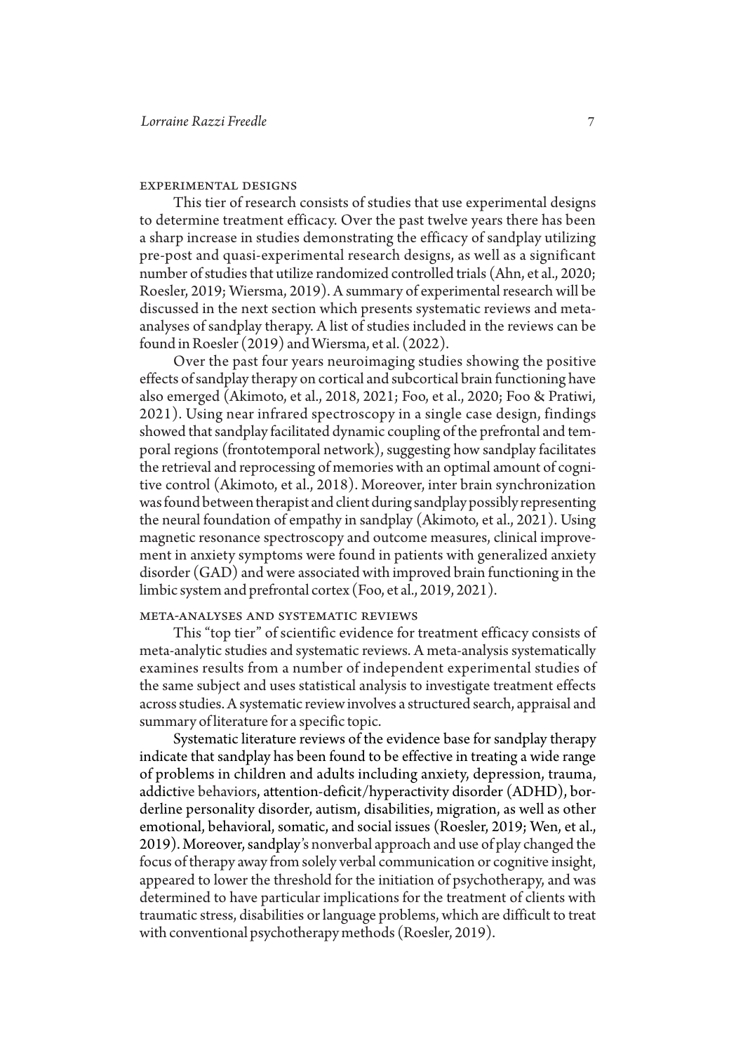### Experimental Designs

This tier of research consists of studies that use experimental designs to determine treatment efficacy. Over the past twelve years there has been a sharp increase in studies demonstrating the efficacy of sandplay utilizing pre-post and quasi-experimental research designs, as well as a significant number of studies that utilize randomized controlled trials (Ahn, et al., 2020; Roesler, 2019; Wiersma, 2019). A summary of experimental research will be discussed in the next section which presents systematic reviews and meta-analyses of sandplay therapy. A list of studies included in the reviews can be found in Roesler (2019) and Wiersma, et al. (2022).

Over the past four years neuroimaging studies showing the positive effects of sandplay therapy on cortical and subcortical brain functioning have also emerged (Akimoto, et al., 2018, 2021; Foo, et al., 2020; Foo & Pratiwi, 2021). Using near infrared spectroscopy in a single case design, findings showed that sandplay facilitated dynamic coupling of the prefrontal and temporal regions (frontotemporal network), suggesting how sandplay facilitates the retrieval and reprocessing of memories with an optimal amount of cognitive control (Akimoto, et al., 2018). Moreover, inter brain synchronization was found between therapist and client during sandplay possibly representing the neural foundation of empathy in sandplay (Akimoto, et al., 2021). Using magnetic resonance spectroscopy and outcome measures, clinical improvement in anxiety symptoms were found in patients with generalized anxiety disorder (GAD) and were associated with improved brain functioning in the limbic system and prefrontal cortex (Foo, et al., 2019, 2021).

### Meta-Analyses and Systematic Reviews

This "top tier" of scientific evidence for treatment efficacy consists of meta-analytic studies and systematic reviews. A meta-analysis systematically examines results from a number of independent experimental studies of the same subject and uses statistical analysis to investigate treatment effects across studies. A systematic review involves a structured search, appraisal and summary of literature for a specific topic.

Systematic literature reviews of the evidence base for sandplay therapy indicate that sandplay has been found to be effective in treating a wide range of problems in children and adults including anxiety, depression, trauma, addictive behaviors, attention-deficit/hyperactivity disorder (ADHD), borderline personality disorder, autism, disabilities, migration, as well as other emotional, behavioral, somatic, and social issues (Roesler, 2019; Wen, et al., 2019). Moreover, sandplay's nonverbal approach and use of play changed the focus of therapy away from solely verbal communication or cognitive insight, appeared to lower the threshold for the initiation of psychotherapy, and was determined to have particular implications for the treatment of clients with traumatic stress, disabilities or language problems, which are difficult to treat with conventional psychotherapy methods (Roesler, 2019).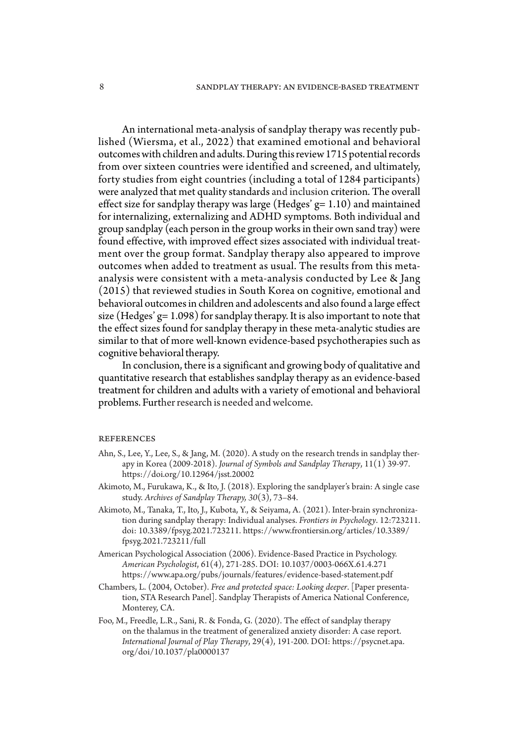An international meta-analysis of sandplay therapy was recently published (Wiersma, et al., 2022) that examined emotional and behavioral outcomes with children and adults. During this review 1715 potential records from over sixteen countries were identified and screened, and ultimately, forty studies from eight countries (including a total of 1284 participants) were analyzed that met quality standards and inclusion criterion. The overall effect size for sandplay therapy was large (Hedges' g= 1.10) and maintained for internalizing, externalizing and ADHD symptoms. Both individual and group sandplay (each person in the group works in their own sand tray) were found effective, with improved effect sizes associated with individual treatment over the group format. Sandplay therapy also appeared to improve outcomes when added to treatment as usual. The results from this meta-analysis were consistent with a meta-analysis conducted by Lee & Jang (2015) that reviewed studies in South Korea on cognitive, emotional and behavioral outcomes in children and adolescents and also found a large effect size (Hedges' g= 1.098) for sandplay therapy. It is also important to note that the effect sizes found for sandplay therapy in these meta-analytic studies are similar to that of more well-known evidence-based psychotherapies such as cognitive behavioral therapy.

In conclusion, there is a significant and growing body of qualitative and quantitative research that establishes sandplay therapy as an evidence-based treatment for children and adults with a variety of emotional and behavioral problems. Further research is needed and welcome.

## REFERENCES

Ahn, S., Lee, Y., Lee, S., & Jang, M. (2020). A study on the research trends in sandplay therapy in Korea (2009-2018). *Journal of Symbols and Sandplay Therapy*, 11(1) 39-97. https://doi.org/10.12964/jsst.20002

Akimoto, M., Furukawa, K., & Ito, J. (2018). Exploring the sandplayer's brain: A single case study. *Archives of Sandplay Therapy, 30*(3), 73–84.

Akimoto, M., Tanaka, T., Ito, J., Kubota, Y., & Seiyama, A. (2021). Inter-brain synchronization during sandplay therapy: Individual analyses. *Frontiers in Psychology*. 12:723211. doi: 10.3389/fpsyg.2021.723211. https://www.frontiersin.org/articles/10.3389/fpsyg.2021.723211/full

American Psychological Association (2006). Evidence-Based Practice in Psychology. *American Psychologist*, 61(4), 271-285. DOI: 10.1037/0003-066X.61.4.271 https://www.apa.org/pubs/journals/features/evidence-based-statement.pdf

Chambers, L. (2004, October). *Free and protected space: Looking deeper*. [Paper presentation, STA Research Panel]. Sandplay Therapists of America National Conference, Monterey, CA.

Foo, M., Freedle, L.R., Sani, R. & Fonda, G. (2020). The effect of sandplay therapy on the thalamus in the treatment of generalized anxiety disorder: A case report. *International Journal of Play Therapy*, 29(4), 191-200. DOI: https://psycnet.apa.org/doi/10.1037/pla0000137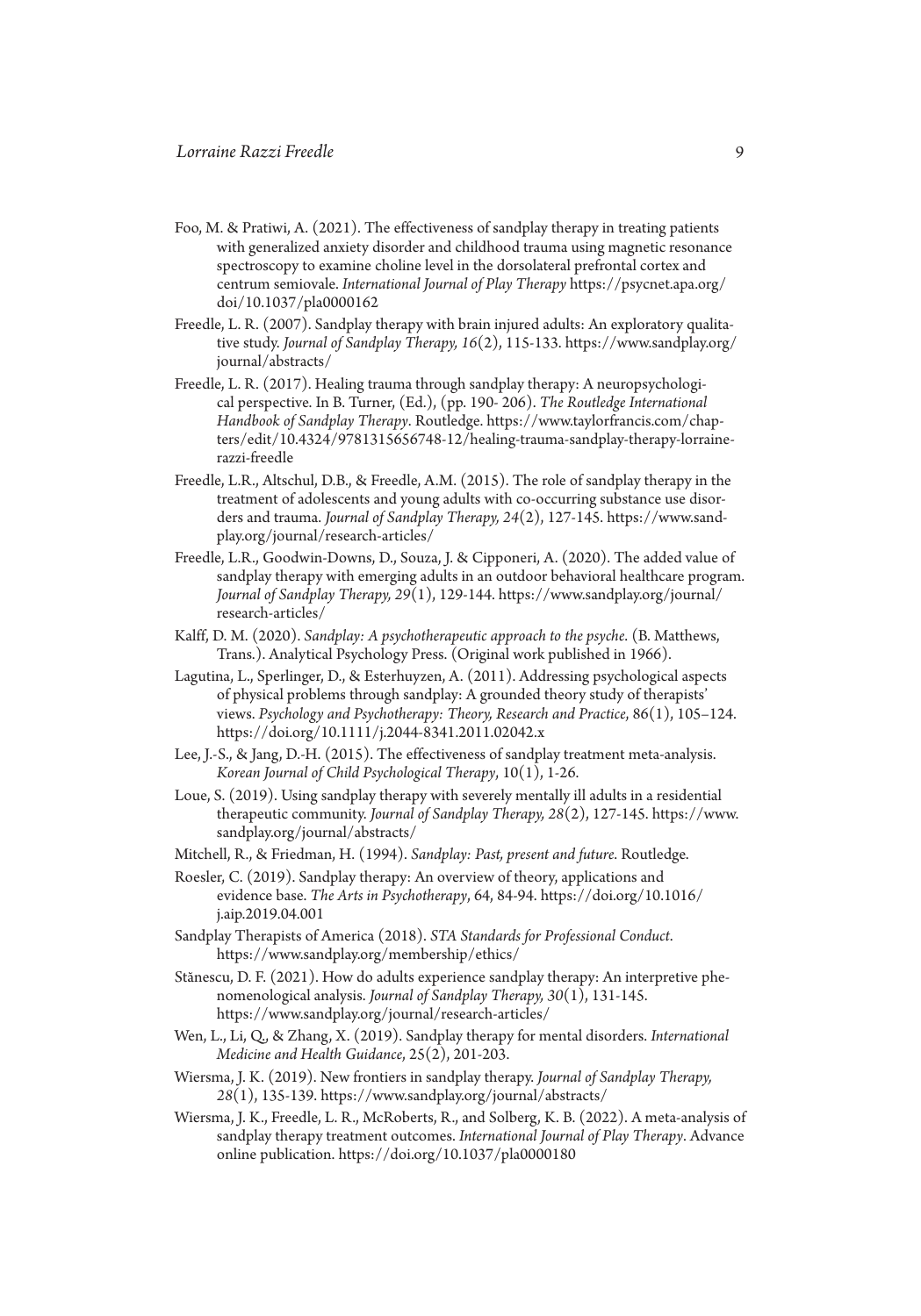Foo, M. & Pratiwi, A. (2021). The effectiveness of sandplay therapy in treating patients with generalized anxiety disorder and childhood trauma using magnetic resonance spectroscopy to examine choline level in the dorsolateral prefrontal cortex and centrum semiovale. *International Journal of Play Therapy* https://psycnet.apa.org/doi/10.1037/pla0000162

Freedle, L. R. (2007). Sandplay therapy with brain injured adults: An exploratory qualitative study. *Journal of Sandplay Therapy, 16*(2), 115-133. https://www.sandplay.org/journal/abstracts/

Freedle, L. R. (2017). Healing trauma through sandplay therapy: A neuropsychological perspective. In B. Turner, (Ed.), (pp. 190- 206). *The Routledge International Handbook of Sandplay Therapy*. Routledge. https://www.taylorfrancis.com/chapters/edit/10.4324/9781315656748-12/healing-trauma-sandplay-therapy-lorraine-razzi-freedle

Freedle, L.R., Altschul, D.B., & Freedle, A.M. (2015). The role of sandplay therapy in the treatment of adolescents and young adults with co-occurring substance use disorders and trauma. *Journal of Sandplay Therapy, 24*(2), 127-145. https://www.sandplay.org/journal/research-articles/

Freedle, L.R., Goodwin-Downs, D., Souza, J. & Cipponeri, A. (2020). The added value of sandplay therapy with emerging adults in an outdoor behavioral healthcare program. *Journal of Sandplay Therapy, 29*(1), 129-144. https://www.sandplay.org/journal/research-articles/

Kalff, D. M. (2020). *Sandplay: A psychotherapeutic approach to the psyche*. (B. Matthews, Trans.). Analytical Psychology Press. (Original work published in 1966).

Lagutina, L., Sperlinger, D., & Esterhuyzen, A. (2011). Addressing psychological aspects of physical problems through sandplay: A grounded theory study of therapists' views. *Psychology and Psychotherapy: Theory, Research and Practice*, 86(1), 105–124. https://doi.org/10.1111/j.2044-8341.2011.02042.x

Lee, J.-S., & Jang, D.-H. (2015). The effectiveness of sandplay treatment meta-analysis. *Korean Journal of Child Psychological Therapy*, 10(1), 1-26.

Loue, S. (2019). Using sandplay therapy with severely mentally ill adults in a residential therapeutic community. *Journal of Sandplay Therapy, 28*(2), 127-145. https://www.sandplay.org/journal/abstracts/

Mitchell, R., & Friedman, H. (1994). *Sandplay: Past, present and future*. Routledge.

Roesler, C. (2019). Sandplay therapy: An overview of theory, applications and evidence base. *The Arts in Psychotherapy*, 64, 84-94. https://doi.org/10.1016/j.aip.2019.04.001

Sandplay Therapists of America (2018). *STA Standards for Professional Conduct*. https://www.sandplay.org/membership/ethics/

Stănescu, D. F. (2021). How do adults experience sandplay therapy: An interpretive phenomenological analysis. *Journal of Sandplay Therapy, 30*(1), 131-145. https://www.sandplay.org/journal/research-articles/

Wen, L., Li, Q., & Zhang, X. (2019). Sandplay therapy for mental disorders. *International Medicine and Health Guidance*, 25(2), 201-203.

Wiersma, J. K. (2019). New frontiers in sandplay therapy. *Journal of Sandplay Therapy, 28*(1), 135-139. https://www.sandplay.org/journal/abstracts/

Wiersma, J. K., Freedle, L. R., McRoberts, R., and Solberg, K. B. (2022). A meta-analysis of sandplay therapy treatment outcomes. *International Journal of Play Therapy*. Advance online publication. https://doi.org/10.1037/pla0000180